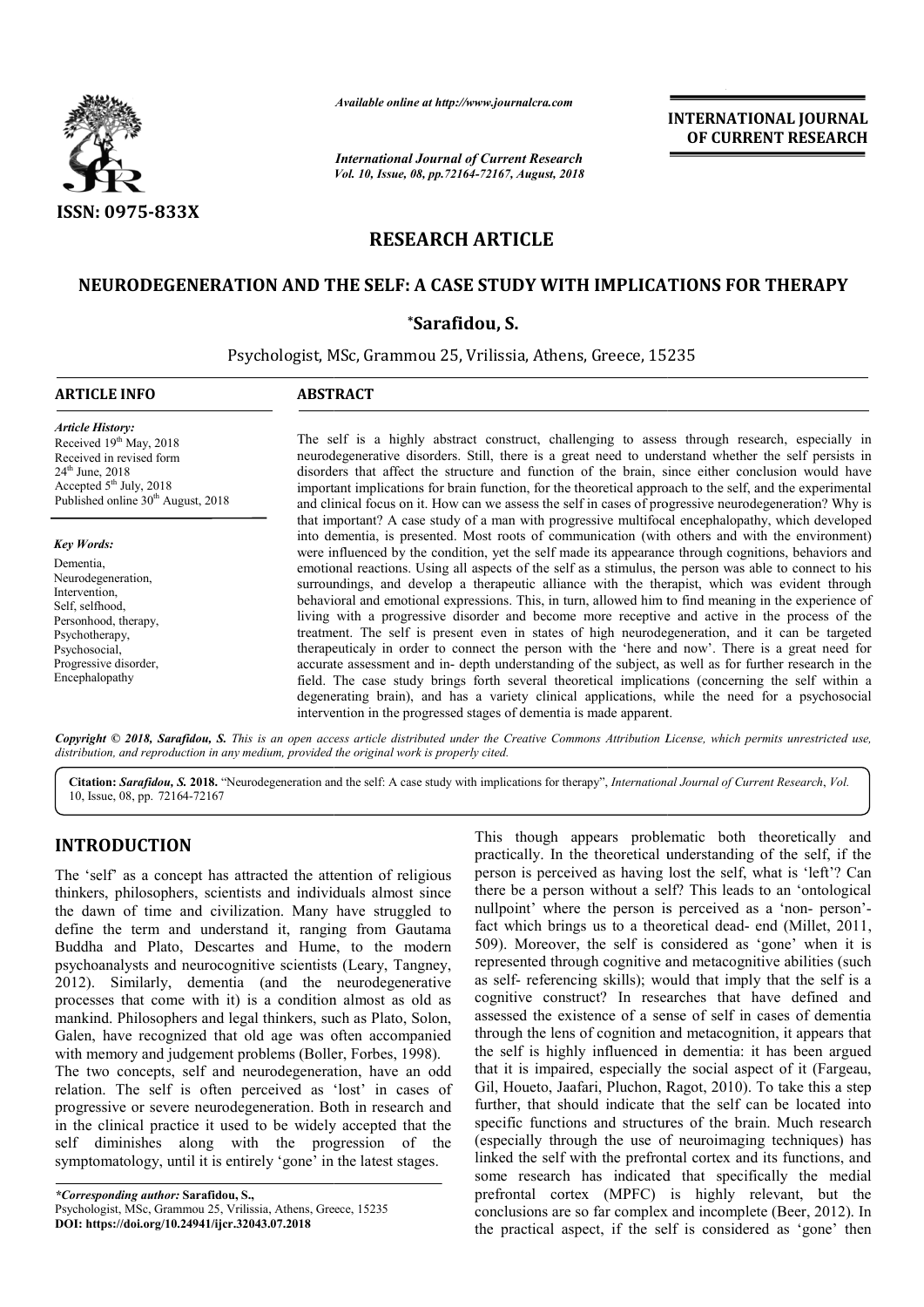# RESEARCH ARTICLE

## NEURODEGENERATION AND THE SELF: A CASE STUDY WITH IMPLICATIONS FOR THERAPY

**\*Sarafidou, S.**

Psychologist, MSc, Grammou 25, Vrilissia, Athens, Greece, 15235

**ARTICLE INFO**

*Article History:*
Received 19th May, 2018
Received in revised form
24th June, 2018
Accepted 5th July, 2018
Published online 30th August, 2018

*Key Words:*
Dementia,
Neurodegeneration,
Intervention,
Self, selfhood,
Personhood, therapy,
Psychotherapy,
Psychosocial,
Progressive disorder,
Encephalopathy

**ABSTRACT**

The self is a highly abstract construct, challenging to assess through research, especially in neurodegenerative disorders. Still, there is a great need to understand whether the self persists in disorders that affect the structure and function of the brain, since either conclusion would have important implications for brain function, for the theoretical approach to the self, and the experimental and clinical focus on it. How can we assess the self in cases of progressive neurodegeneration? Why is that important? A case study of a man with progressive multifocal encephalopathy, which developed into dementia, is presented. Most roots of communication (with others and with the environment) were influenced by the condition, yet the self made its appearance through cognitions, behaviors and emotional reactions. Using all aspects of the self as a stimulus, the person was able to connect to his surroundings, and develop a therapeutic alliance with the therapist, which was evident through behavioral and emotional expressions. This, in turn, allowed him to find meaning in the experience of living with a progressive disorder and become more receptive and active in the process of the treatment. The self is present even in states of high neurodegeneration, and it can be targeted therapeuticaly in order to connect the person with the 'here and now'. There is a great need for accurate assessment and in- depth understanding of the subject, as well as for further research in the field. The case study brings forth several theoretical implications (concerning the self within a degenerating brain), and has a variety clinical applications, while the need for a psychosocial intervention in the progressed stages of dementia is made apparent.

*Copyright © 2018, Sarafidou, S. This is an open access article distributed under the Creative Commons Attribution License, which permits unrestricted use, distribution, and reproduction in any medium, provided the original work is properly cited.*

**Citation:** *Sarafidou, S.* **2018.** "Neurodegeneration and the self: A case study with implications for therapy", *International Journal of Current Research*, *Vol.* 10, Issue, 08, pp. 72164-72167

# INTRODUCTION

The 'self' as a concept has attracted the attention of religious thinkers, philosophers, scientists and individuals almost since the dawn of time and civilization. Many have struggled to define the term and understand it, ranging from Gautama Buddha and Plato, Descartes and Hume, to the modern psychoanalysts and neurocognitive scientists (Leary, Tangney, 2012). Similarly, dementia (and the neurodegenerative processes that come with it) is a condition almost as old as mankind. Philosophers and legal thinkers, such as Plato, Solon, Galen, have recognized that old age was often accompanied with memory and judgement problems (Boller, Forbes, 1998).

The two concepts, self and neurodegeneration, have an odd relation. The self is often perceived as 'lost' in cases of progressive or severe neurodegeneration. Both in research and in the clinical practice it used to be widely accepted that the self diminishes along with the progression of the symptomatology, until it is entirely 'gone' in the latest stages.

This though appears problematic both theoretically and practically. In the theoretical understanding of the self, if the person is perceived as having lost the self, what is 'left'? Can there be a person without a self? This leads to an 'ontological nullpoint' where the person is perceived as a 'non- person'- fact which brings us to a theoretical dead- end (Millet, 2011, 509). Moreover, the self is considered as 'gone' when it is represented through cognitive and metacognitive abilities (such as self- referencing skills); would that imply that the self is a cognitive construct? In researches that have defined and assessed the existence of a sense of self in cases of dementia through the lens of cognition and metacognition, it appears that the self is highly influenced in dementia: it has been argued that it is impaired, especially the social aspect of it (Fargeau, Gil, Houeto, Jaafari, Pluchon, Ragot, 2010). To take this a step further, that should indicate that the self can be located into specific functions and structures of the brain. Much research (especially through the use of neuroimaging techniques) has linked the self with the prefrontal cortex and its functions, and some research has indicated that specifically the medial prefrontal cortex (MPFC) is highly relevant, but the conclusions are so far complex and incomplete (Beer, 2012). In the practical aspect, if the self is considered as 'gone' then

---

*\*Corresponding author:* **Sarafidou, S.,**
Psychologist, MSc, Grammou 25, Vrilissia, Athens, Greece, 15235
**DOI: https://doi.org/10.24941/ijcr.32043.07.2018**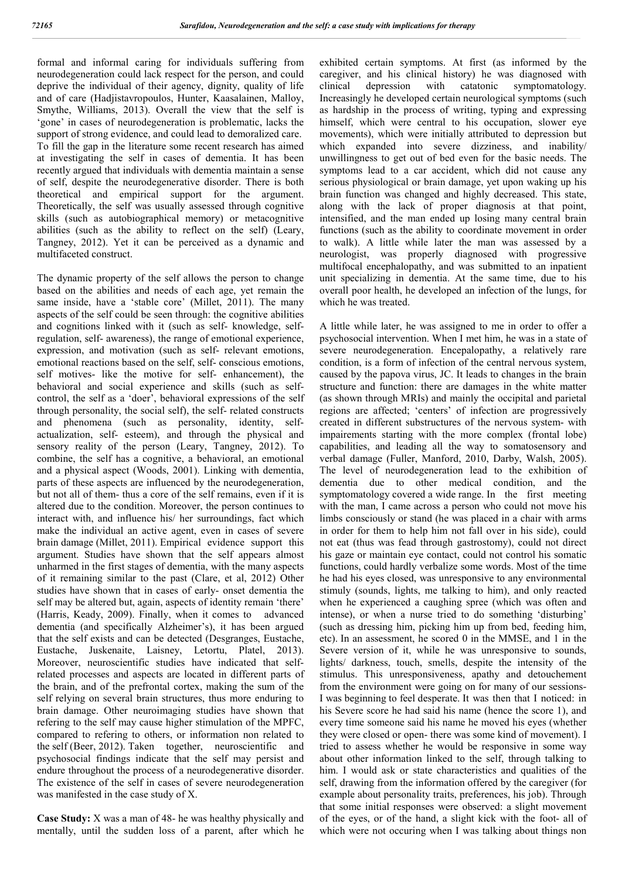formal and informal caring for individuals suffering from neurodegeneration could lack respect for the person, and could deprive the individual of their agency, dignity, quality of life and of care (Hadjistavropoulos, Hunter, Kaasalainen, Malloy, Smythe, Williams, 2013). Overall the view that the self is 'gone' in cases of neurodegeneration is problematic, lacks the support of strong evidence, and could lead to demoralized care. To fill the gap in the literature some recent research has aimed at investigating the self in cases of dementia. It has been recently argued that individuals with dementia maintain a sense of self, despite the neurodegenerative disorder. There is both theoretical and empirical support for the argument. Theoretically, the self was usually assessed through cognitive skills (such as autobiographical memory) or metacognitive abilities (such as the ability to reflect on the self) (Leary, Tangney, 2012). Yet it can be perceived as a dynamic and multifaceted construct.

The dynamic property of the self allows the person to change based on the abilities and needs of each age, yet remain the same inside, have a 'stable core' (Millet, 2011). The many aspects of the self could be seen through: the cognitive abilities and cognitions linked with it (such as self- knowledge, self-regulation, self- awareness), the range of emotional experience, expression, and motivation (such as self- relevant emotions, emotional reactions based on the self, self- conscious emotions, self motives- like the motive for self- enhancement), the behavioral and social experience and skills (such as self-control, the self as a 'doer', behavioral expressions of the self through personality, the social self), the self- related constructs and phenomena (such as personality, identity, self-actualization, self- esteem), and through the physical and sensory reality of the person (Leary, Tangney, 2012). To combine, the self has a cognitive, a behavioral, an emotional and a physical aspect (Woods, 2001). Linking with dementia, parts of these aspects are influenced by the neurodegeneration, but not all of them- thus a core of the self remains, even if it is altered due to the condition. Moreover, the person continues to interact with, and influence his/ her surroundings, fact which make the individual an active agent, even in cases of severe brain damage (Millet, 2011). Empirical evidence support this argument. Studies have shown that the self appears almost unharmed in the first stages of dementia, with the many aspects of it remaining similar to the past (Clare, et al, 2012) Other studies have shown that in cases of early- onset dementia the self may be altered but, again, aspects of identity remain 'there' (Harris, Keady, 2009). Finally, when it comes to advanced dementia (and specifically Alzheimer's), it has been argued that the self exists and can be detected (Desgranges, Eustache, Eustache, Juskenaite, Laisney, Letortu, Platel, 2013). Moreover, neuroscientific studies have indicated that self-related processes and aspects are located in different parts of the brain, and of the prefrontal cortex, making the sum of the self relying on several brain structures, thus more enduring to brain damage. Other neuroimaging studies have shown that refering to the self may cause higher stimulation of the MPFC, compared to refering to others, or information non related to the self (Beer, 2012). Taken together, neuroscientific and psychosocial findings indicate that the self may persist and endure throughout the process of a neurodegenerative disorder. The existence of the self in cases of severe neurodegeneration was manifested in the case study of X.

**Case Study:** X was a man of 48- he was healthy physically and mentally, until the sudden loss of a parent, after which he exhibited certain symptoms. At first (as informed by the caregiver, and his clinical history) he was diagnosed with clinical depression with catatonic symptomatology. Increasingly he developed certain neurological symptoms (such as hardship in the process of writing, typing and expressing himself, which were central to his occupation, slower eye movements), which were initially attributed to depression but which expanded into severe dizziness, and inability/ unwillingness to get out of bed even for the basic needs. The symptoms lead to a car accident, which did not cause any serious physiological or brain damage, yet upon waking up his brain function was changed and highly decreased. This state, along with the lack of proper diagnosis at that point, intensified, and the man ended up losing many central brain functions (such as the ability to coordinate movement in order to walk). A little while later the man was assessed by a neurologist, was properly diagnosed with progressive multifocal encephalopathy, and was submitted to an inpatient unit specializing in dementia. At the same time, due to his overall poor health, he developed an infection of the lungs, for which he was treated.

A little while later, he was assigned to me in order to offer a psychosocial intervention. When I met him, he was in a state of severe neurodegeneration. Encepalopathy, a relatively rare condition, is a form of infection of the central nervous system, caused by the papova virus, JC. It leads to changes in the brain structure and function: there are damages in the white matter (as shown through MRIs) and mainly the occipital and parietal regions are affected; 'centers' of infection are progressively created in different substructures of the nervous system- with impairements starting with the more complex (frontal lobe) capabilities, and leading all the way to somatosensory and verbal damage (Fuller, Manford, 2010, Darby, Walsh, 2005). The level of neurodegeneration lead to the exhibition of dementia due to other medical condition, and the symptomatology covered a wide range. In the first meeting with the man, I came across a person who could not move his limbs consciously or stand (he was placed in a chair with arms in order for them to help him not fall over in his side), could not eat (thus was fead through gastrostomy), could not direct his gaze or maintain eye contact, could not control his somatic functions, could hardly verbalize some words. Most of the time he had his eyes closed, was unresponsive to any environmental stimuly (sounds, lights, me talking to him), and only reacted when he experienced a caughing spree (which was often and intense), or when a nurse tried to do something 'disturbing' (such as dressing him, picking him up from bed, feeding him, etc). In an assessment, he scored 0 in the MMSE, and 1 in the Severe version of it, while he was unresponsive to sounds, lights/ darkness, touch, smells, despite the intensity of the stimulus. This unresponsiveness, apathy and detouchement from the environment were going on for many of our sessions- I was beginning to feel desperate. It was then that I noticed: in his Severe score he had said his name (hence the score 1), and every time someone said his name he moved his eyes (whether they were closed or open- there was some kind of movement). I tried to assess whether he would be responsive in some way about other information linked to the self, through talking to him. I would ask or state characteristics and qualities of the self, drawing from the information offered by the caregiver (for example about personality traits, preferences, his job). Through that some initial responses were observed: a slight movement of the eyes, or of the hand, a slight kick with the foot- all of which were not occuring when I was talking about things non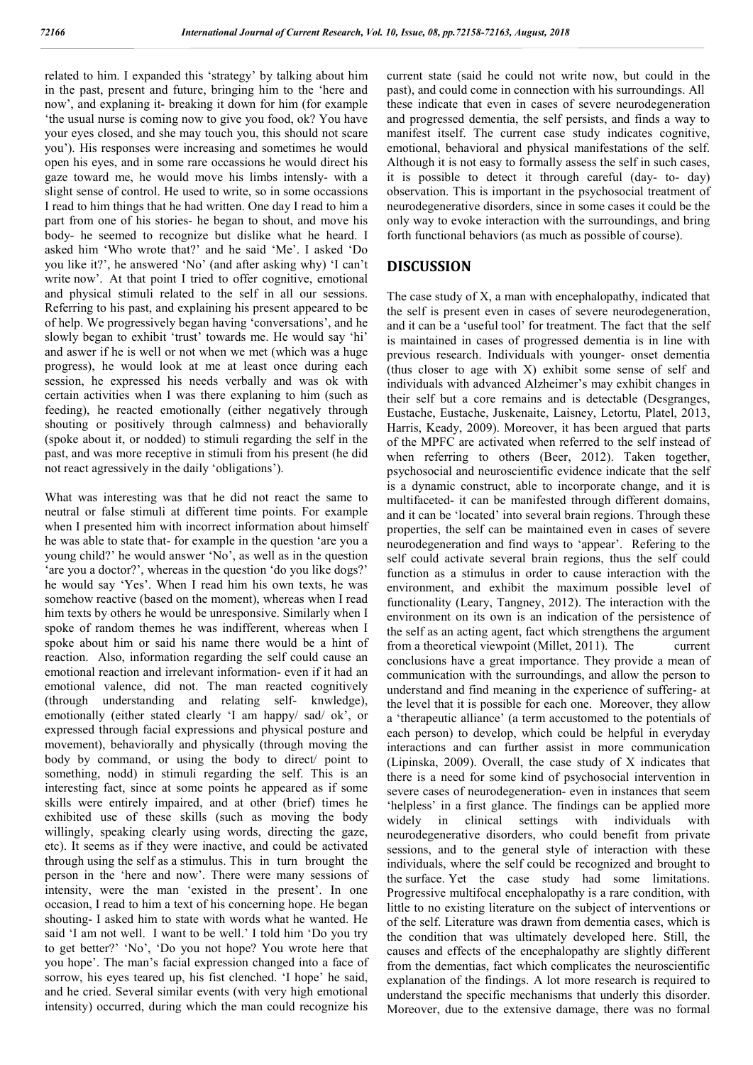related to him. I expanded this 'strategy' by talking about him in the past, present and future, bringing him to the 'here and now', and explaining it- breaking it down for him (for example 'the usual nurse is coming now to give you food, ok? You have your eyes closed, and she may touch you, this should not scare you'). His responses were increasing and sometimes he would open his eyes, and in some rare occassions he would direct his gaze toward me, he would move his limbs intensly- with a slight sense of control. He used to write, so in some occassions I read to him things that he had written. One day I read to him a part from one of his stories- he began to shout, and move his body- he seemed to recognize but dislike what he heard. I asked him 'Who wrote that?' and he said 'Me'. I asked 'Do you like it?', he answered 'No' (and after asking why) 'I can't write now'. At that point I tried to offer cognitive, emotional and physical stimuli related to the self in all our sessions. Referring to his past, and explaining his present appeared to be of help. We progressively began having 'conversations', and he slowly began to exhibit 'trust' towards me. He would say 'hi' and aswer if he is well or not when we met (which was a huge progress), he would look at me at least once during each session, he expressed his needs verbally and was ok with certain activities when I was there explaining to him (such as feeding), he reacted emotionally (either negatively through shouting or positively through calmness) and behaviorally (spoke about it, or nodded) to stimuli regarding the self in the past, and was more receptive in stimuli from his present (he did not react agressively in the daily 'obligations').

What was interesting was that he did not react the same to neutral or false stimuli at different time points. For example when I presented him with incorrect information about himself he was able to state that- for example in the question 'are you a young child?' he would answer 'No', as well as in the question 'are you a doctor?', whereas in the question 'do you like dogs?' he would say 'Yes'. When I read him his own texts, he was somehow reactive (based on the moment), whereas when I read him texts by others he would be unresponsive. Similarly when I spoke of random themes he was indifferent, whereas when I spoke about him or said his name there would be a hint of reaction. Also, information regarding the self could cause an emotional reaction and irrelevant information- even if it had an emotional valence, did not. The man reacted cognitively (through understanding and relating self- knwledge), emotionally (either stated clearly 'I am happy/ sad/ ok', or expressed through facial expressions and physical posture and movement), behaviorally and physically (through moving the body by command, or using the body to direct/ point to something, nodd) in stimuli regarding the self. This is an interesting fact, since at some points he appeared as if some skills were entirely impaired, and at other (brief) times he exhibited use of these skills (such as moving the body willingly, speaking clearly using words, directing the gaze, etc). It seems as if they were inactive, and could be activated through using the self as a stimulus. This in turn brought the person in the 'here and now'. There were many sessions of intensity, were the man 'existed in the present'. In one occasion, I read to him a text of his concerning hope. He began shouting- I asked him to state with words what he wanted. He said 'I am not well. I want to be well.' I told him 'Do you try to get better?' 'No', 'Do you not hope? You wrote here that you hope'. The man's facial expression changed into a face of sorrow, his eyes teared up, his fist clenched. 'I hope' he said, and he cried. Several similar events (with very high emotional intensity) occurred, during which the man could recognize his current state (said he could not write now, but could in the past), and could come in connection with his surroundings. All these indicate that even in cases of severe neurodegeneration and progressed dementia, the self persists, and finds a way to manifest itself. The current case study indicates cognitive, emotional, behavioral and physical manifestations of the self. Although it is not easy to formally assess the self in such cases, it is possible to detect it through careful (day- to- day) observation. This is important in the psychosocial treatment of neurodegenerative disorders, since in some cases it could be the only way to evoke interaction with the surroundings, and bring forth functional behaviors (as much as possible of course).

## DISCUSSION

The case study of X, a man with encephalopathy, indicated that the self is present even in cases of severe neurodegeneration, and it can be a 'useful tool' for treatment. The fact that the self is maintained in cases of progressed dementia is in line with previous research. Individuals with younger- onset dementia (thus closer to age with X) exhibit some sense of self and individuals with advanced Alzheimer's may exhibit changes in their self but a core remains and is detectable (Desgranges, Eustache, Eustache, Juskenaite, Laisney, Letortu, Platel, 2013, Harris, Keady, 2009). Moreover, it has been argued that parts of the MPFC are activated when referred to the self instead of when referring to others (Beer, 2012). Taken together, psychosocial and neuroscientific evidence indicate that the self is a dynamic construct, able to incorporate change, and it is multifaceted- it can be manifested through different domains, and it can be 'located' into several brain regions. Through these properties, the self can be maintained even in cases of severe neurodegeneration and find ways to 'appear'. Refering to the self could activate several brain regions, thus the self could function as a stimulus in order to cause interaction with the environment, and exhibit the maximum possible level of functionality (Leary, Tangney, 2012). The interaction with the environment on its own is an indication of the persistence of the self as an acting agent, fact which strengthens the argument from a theoretical viewpoint (Millet, 2011). The current conclusions have a great importance. They provide a mean of communication with the surroundings, and allow the person to understand and find meaning in the experience of suffering- at the level that it is possible for each one. Moreover, they allow a 'therapeutic alliance' (a term accustomed to the potentials of each person) to develop, which could be helpful in everyday interactions and can further assist in more communication (Lipinska, 2009). Overall, the case study of X indicates that there is a need for some kind of psychosocial intervention in severe cases of neurodegeneration- even in instances that seem 'helpless' in a first glance. The findings can be applied more widely in clinical settings with individuals with neurodegenerative disorders, who could benefit from private sessions, and to the general style of interaction with these individuals, where the self could be recognized and brought to the surface. Yet the case study had some limitations. Progressive multifocal encephalopathy is a rare condition, with little to no existing literature on the subject of interventions or of the self. Literature was drawn from dementia cases, which is the condition that was ultimately developed here. Still, the causes and effects of the encephalopathy are slightly different from the dementias, fact which complicates the neuroscientific explanation of the findings. A lot more research is required to understand the specific mechanisms that underly this disorder. Moreover, due to the extensive damage, there was no formal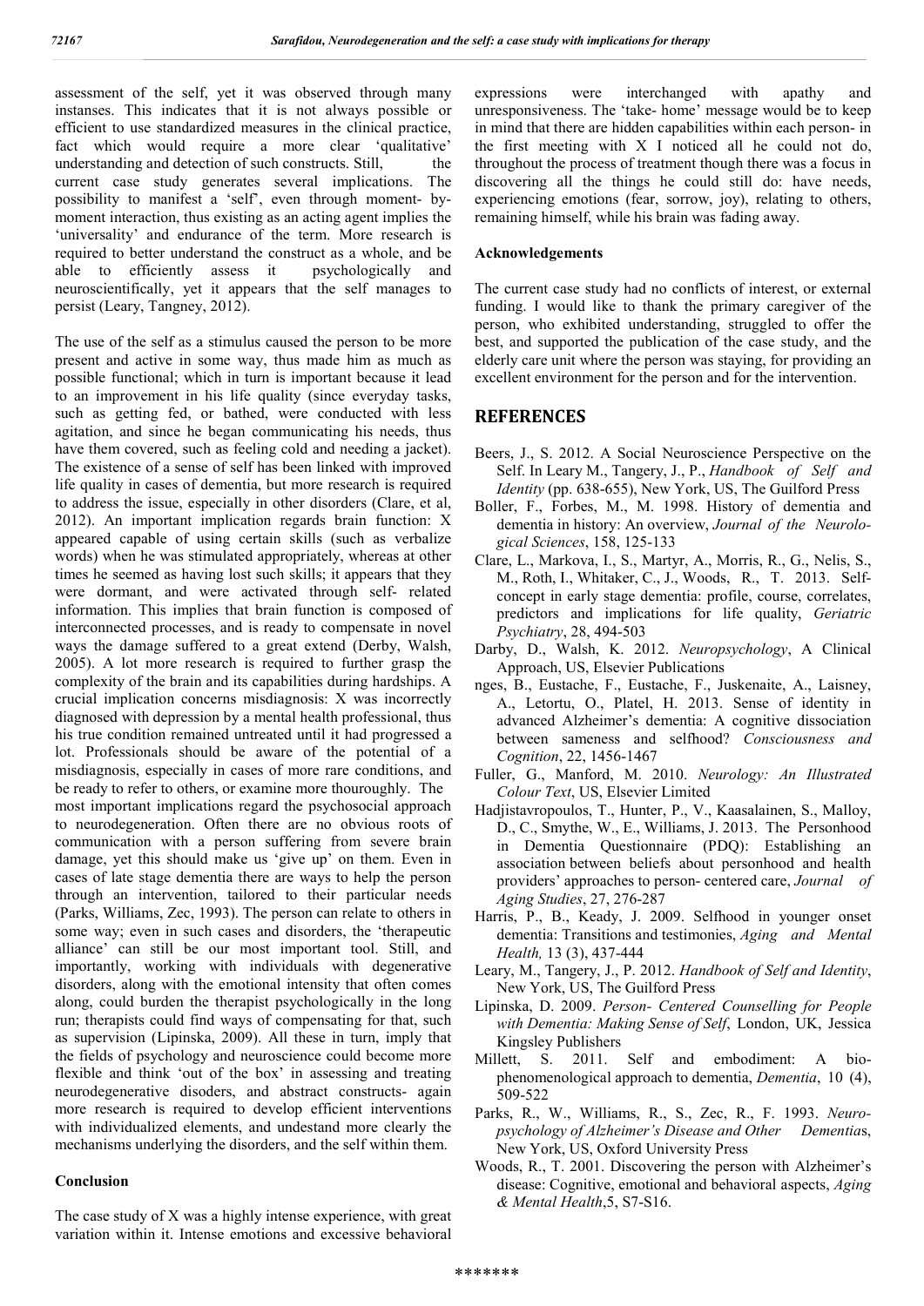assessment of the self, yet it was observed through many instanses. This indicates that it is not always possible or efficient to use standardized measures in the clinical practice, fact which would require a more clear 'qualitative' understanding and detection of such constructs. Still, the current case study generates several implications. The possibility to manifest a 'self', even through moment- by-moment interaction, thus existing as an acting agent implies the 'universality' and endurance of the term. More research is required to better understand the construct as a whole, and be able to efficiently assess it psychologically and neuroscientifically, yet it appears that the self manages to persist (Leary, Tangney, 2012).

The use of the self as a stimulus caused the person to be more present and active in some way, thus made him as much as possible functional; which in turn is important because it lead to an improvement in his life quality (since everyday tasks, such as getting fed, or bathed, were conducted with less agitation, and since he began communicating his needs, thus have them covered, such as feeling cold and needing a jacket). The existence of a sense of self has been linked with improved life quality in cases of dementia, but more research is required to address the issue, especially in other disorders (Clare, et al, 2012). An important implication regards brain function: X appeared capable of using certain skills (such as verbalize words) when he was stimulated appropriately, whereas at other times he seemed as having lost such skills; it appears that they were dormant, and were activated through self- related information. This implies that brain function is composed of interconnected processes, and is ready to compensate in novel ways the damage suffered to a great extend (Derby, Walsh, 2005). A lot more research is required to further grasp the complexity of the brain and its capabilities during hardships. A crucial implication concerns misdiagnosis: X was incorrectly diagnosed with depression by a mental health professional, thus his true condition remained untreated until it had progressed a lot. Professionals should be aware of the potential of a misdiagnosis, especially in cases of more rare conditions, and be ready to refer to others, or examine more thouroughly. The most important implications regard the psychosocial approach to neurodegeneration. Often there are no obvious roots of communication with a person suffering from severe brain damage, yet this should make us 'give up' on them. Even in cases of late stage dementia there are ways to help the person through an intervention, tailored to their particular needs (Parks, Williams, Zec, 1993). The person can relate to others in some way; even in such cases and disorders, the 'therapeutic alliance' can still be our most important tool. Still, and importantly, working with individuals with degenerative disorders, along with the emotional intensity that often comes along, could burden the therapist psychologically in the long run; therapists could find ways of compensating for that, such as supervision (Lipinska, 2009). All these in turn, imply that the fields of psychology and neuroscience could become more flexible and think 'out of the box' in assessing and treating neurodegenerative disoders, and abstract constructs- again more research is required to develop efficient interventions with individualized elements, and undestand more clearly the mechanisms underlying the disorders, and the self within them.

### Conclusion

The case study of X was a highly intense experience, with great variation within it. Intense emotions and excessive behavioral expressions were interchanged with apathy and unresponsiveness. The 'take- home' message would be to keep in mind that there are hidden capabilities within each person- in the first meeting with X I noticed all he could not do, throughout the process of treatment though there was a focus in discovering all the things he could still do: have needs, experiencing emotions (fear, sorrow, joy), relating to others, remaining himself, while his brain was fading away.

### Acknowledgements

The current case study had no conflicts of interest, or external funding. I would like to thank the primary caregiver of the person, who exhibited understanding, struggled to offer the best, and supported the publication of the case study, and the elderly care unit where the person was staying, for providing an excellent environment for the person and for the intervention.

## REFERENCES

- Beers, J., S. 2012. A Social Neuroscience Perspective on the Self. In Leary M., Tangery, J., P., *Handbook of Self and Identity* (pp. 638-655), New York, US, The Guilford Press
- Boller, F., Forbes, M., M. 1998. History of dementia and dementia in history: An overview, *Journal of the Neurological Sciences*, 158, 125-133
- Clare, L., Markova, I., S., Martyr, A., Morris, R., G., Nelis, S., M., Roth, I., Whitaker, C., J., Woods, R., T. 2013. Self-concept in early stage dementia: profile, course, correlates, predictors and implications for life quality, *Geriatric Psychiatry*, 28, 494-503
- Darby, D., Walsh, K. 2012. *Neuropsychology*, A Clinical Approach, US, Elsevier Publications
- nges, B., Eustache, F., Eustache, F., Juskenaite, A., Laisney, A., Letortu, O., Platel, H. 2013. Sense of identity in advanced Alzheimer's dementia: A cognitive dissociation between sameness and selfhood? *Consciousness and Cognition*, 22, 1456-1467
- Fuller, G., Manford, M. 2010. *Neurology: An Illustrated Colour Text*, US, Elsevier Limited
- Hadjistavropoulos, T., Hunter, P., V., Kaasalainen, S., Malloy, D., C., Smythe, W., E., Williams, J. 2013. The Personhood in Dementia Questionnaire (PDQ): Establishing an association between beliefs about personhood and health providers' approaches to person- centered care, *Journal of Aging Studies*, 27, 276-287
- Harris, P., B., Keady, J. 2009. Selfhood in younger onset dementia: Transitions and testimonies, *Aging and Mental Health,* 13 (3), 437-444
- Leary, M., Tangery, J., P. 2012. *Handbook of Self and Identity*, New York, US, The Guilford Press
- Lipinska, D. 2009. *Person- Centered Counselling for People with Dementia: Making Sense of Self*, London, UK, Jessica Kingsley Publishers
- Millett, S. 2011. Self and embodiment: A bio-phenomenological approach to dementia, *Dementia*, 10 (4), 509-522
- Parks, R., W., Williams, R., S., Zec, R., F. 1993. *Neuropsychology of Alzheimer's Disease and Other Dementia*s, New York, US, Oxford University Press
- Woods, R., T. 2001. Discovering the person with Alzheimer's disease: Cognitive, emotional and behavioral aspects, *Aging & Mental Health*,5, S7-S16.

\*\*\*\*\*\*\*